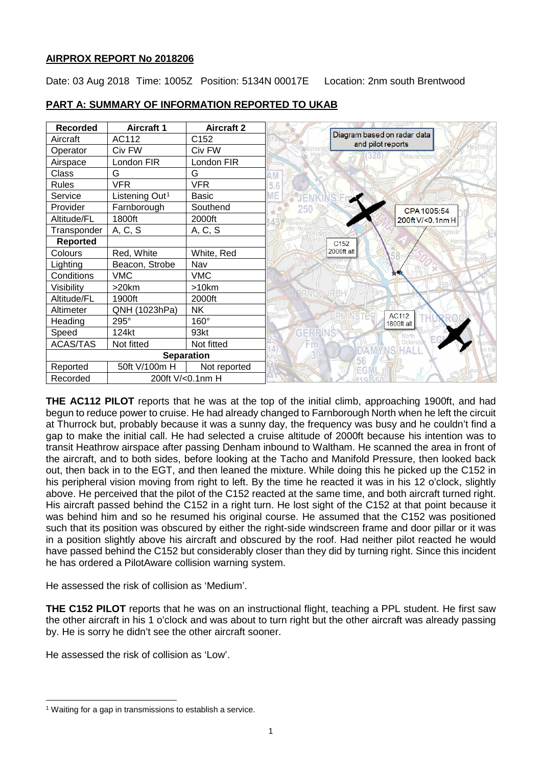## AIRPROX REPORT No 2018206

Date: 03 Aug 2018 Time: 1005Z Position: 5134N 00017E Location: 2nm south Brentwood

## PART A: SUMMARY OF INFORMATION REPORTED TO UKAB

| Recorded | Aircraft 1 | Aircraft 2 |
|---|---|---|
| Aircraft | AC112 | C152 |
| Operator | Civ FW | Civ FW |
| Airspace | London FIR | London FIR |
| Class | G | G |
| Rules | VFR | VFR |
| Service | Listening Out[1] | Basic |
| Provider | Farnborough | Southend |
| Altitude/FL | 1800ft | 2000ft |
| Transponder | A, C, S | A, C, S |
| **Reported** | | |
| Colours | Red, White | White, Red |
| Lighting | Beacon, Strobe | Nav |
| Conditions | VMC | VMC |
| Visibility | >20km | >10km |
| Altitude/FL | 1900ft | 2000ft |
| Altimeter | QNH (1023hPa) | NK |
| Heading | 295° | 160° |
| Speed | 124kt | 93kt |
| ACAS/TAS | Not fitted | Not fitted |
| **Separation** | | |
| Reported | 50ft V/100m H | Not reported |
| Recorded | 200ft V/<0.1nm H | |

Diagram based on radar data and pilot reports

CPA 1005:54 200ft V/<0.1nm H

C152 2000ft alt

AC112 1800ft alt

**THE AC112 PILOT** reports that he was at the top of the initial climb, approaching 1900ft, and had begun to reduce power to cruise. He had already changed to Farnborough North when he left the circuit at Thurrock but, probably because it was a sunny day, the frequency was busy and he couldn't find a gap to make the initial call. He had selected a cruise altitude of 2000ft because his intention was to transit Heathrow airspace after passing Denham inbound to Waltham. He scanned the area in front of the aircraft, and to both sides, before looking at the Tacho and Manifold Pressure, then looked back out, then back in to the EGT, and then leaned the mixture. While doing this he picked up the C152 in his peripheral vision moving from right to left. By the time he reacted it was in his 12 o'clock, slightly above. He perceived that the pilot of the C152 reacted at the same time, and both aircraft turned right. His aircraft passed behind the C152 in a right turn. He lost sight of the C152 at that point because it was behind him and so he resumed his original course. He assumed that the C152 was positioned such that its position was obscured by either the right-side windscreen frame and door pillar or it was in a position slightly above his aircraft and obscured by the roof. Had neither pilot reacted he would have passed behind the C152 but considerably closer than they did by turning right. Since this incident he has ordered a PilotAware collision warning system.

He assessed the risk of collision as 'Medium'.

**THE C152 PILOT** reports that he was on an instructional flight, teaching a PPL student. He first saw the other aircraft in his 1 o'clock and was about to turn right but the other aircraft was already passing by. He is sorry he didn't see the other aircraft sooner.

He assessed the risk of collision as 'Low'.

[1] Waiting for a gap in transmissions to establish a service.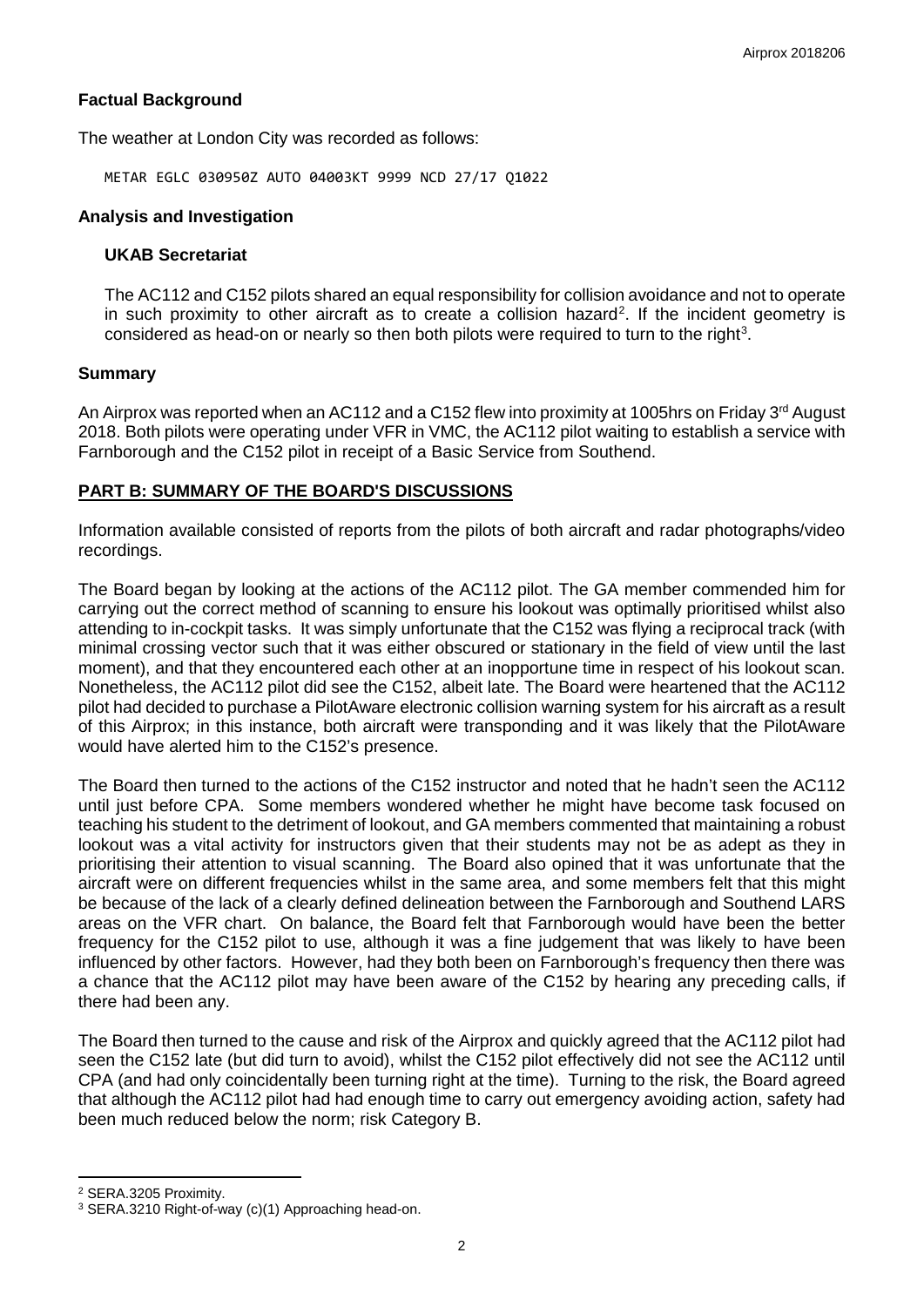**Factual Background**

The weather at London City was recorded as follows:

```
METAR EGLC 030950Z AUTO 04003KT 9999 NCD 27/17 Q1022
```

**Analysis and Investigation**

**UKAB Secretariat**

The AC112 and C152 pilots shared an equal responsibility for collision avoidance and not to operate in such proximity to other aircraft as to create a collision hazard[2]. If the incident geometry is considered as head-on or nearly so then both pilots were required to turn to the right[3].

**Summary**

An Airprox was reported when an AC112 and a C152 flew into proximity at 1005hrs on Friday 3rd August 2018. Both pilots were operating under VFR in VMC, the AC112 pilot waiting to establish a service with Farnborough and the C152 pilot in receipt of a Basic Service from Southend.

**PART B: SUMMARY OF THE BOARD'S DISCUSSIONS**

Information available consisted of reports from the pilots of both aircraft and radar photographs/video recordings.

The Board began by looking at the actions of the AC112 pilot. The GA member commended him for carrying out the correct method of scanning to ensure his lookout was optimally prioritised whilst also attending to in-cockpit tasks. It was simply unfortunate that the C152 was flying a reciprocal track (with minimal crossing vector such that it was either obscured or stationary in the field of view until the last moment), and that they encountered each other at an inopportune time in respect of his lookout scan. Nonetheless, the AC112 pilot did see the C152, albeit late. The Board were heartened that the AC112 pilot had decided to purchase a PilotAware electronic collision warning system for his aircraft as a result of this Airprox; in this instance, both aircraft were transponding and it was likely that the PilotAware would have alerted him to the C152's presence.

The Board then turned to the actions of the C152 instructor and noted that he hadn't seen the AC112 until just before CPA. Some members wondered whether he might have become task focused on teaching his student to the detriment of lookout, and GA members commented that maintaining a robust lookout was a vital activity for instructors given that their students may not be as adept as they in prioritising their attention to visual scanning. The Board also opined that it was unfortunate that the aircraft were on different frequencies whilst in the same area, and some members felt that this might be because of the lack of a clearly defined delineation between the Farnborough and Southend LARS areas on the VFR chart. On balance, the Board felt that Farnborough would have been the better frequency for the C152 pilot to use, although it was a fine judgement that was likely to have been influenced by other factors. However, had they both been on Farnborough's frequency then there was a chance that the AC112 pilot may have been aware of the C152 by hearing any preceding calls, if there had been any.

The Board then turned to the cause and risk of the Airprox and quickly agreed that the AC112 pilot had seen the C152 late (but did turn to avoid), whilst the C152 pilot effectively did not see the AC112 until CPA (and had only coincidentally been turning right at the time). Turning to the risk, the Board agreed that although the AC112 pilot had had enough time to carry out emergency avoiding action, safety had been much reduced below the norm; risk Category B.

---

[2] SERA.3205 Proximity.

[3] SERA.3210 Right-of-way (c)(1) Approaching head-on.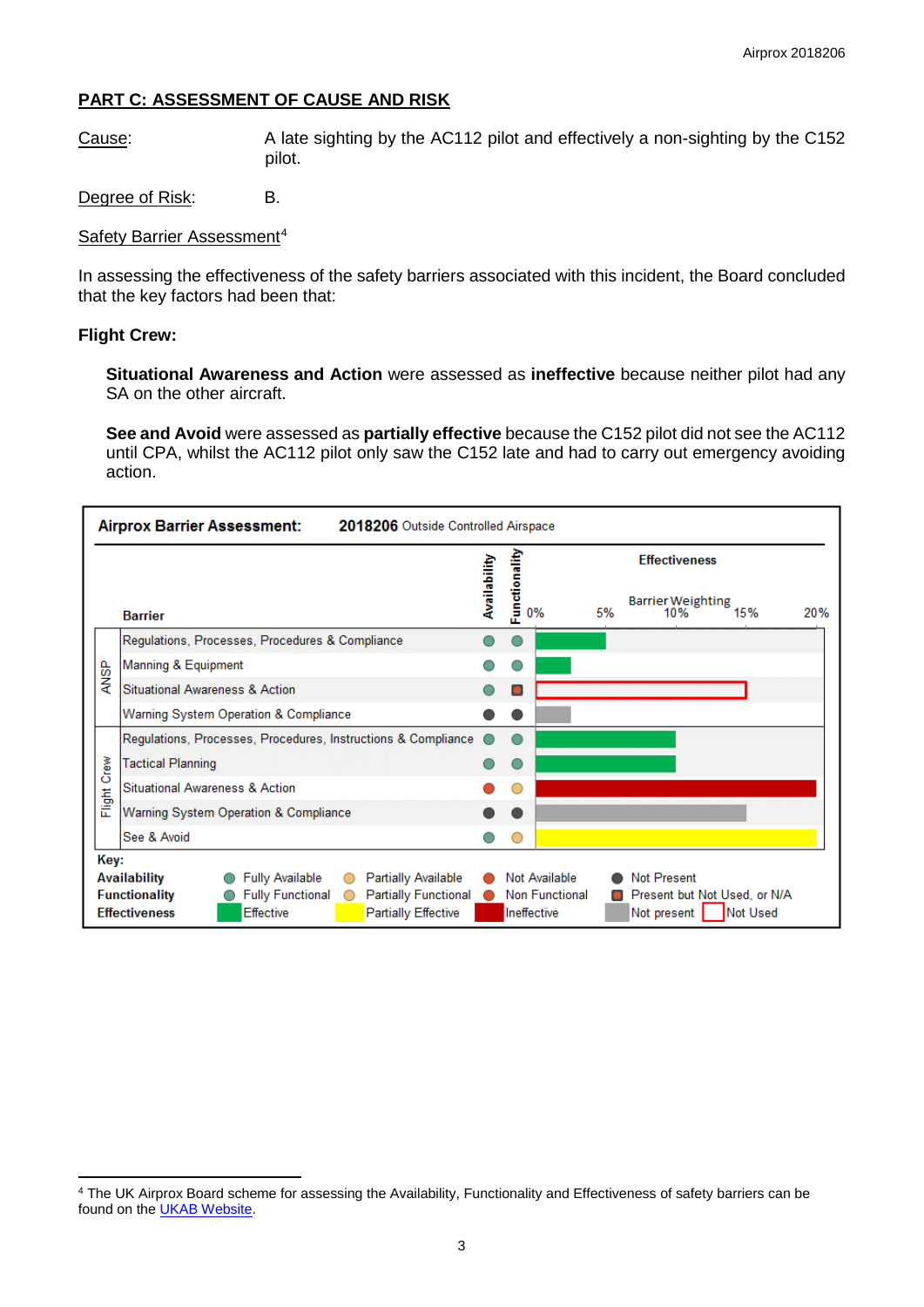## PART C: ASSESSMENT OF CAUSE AND RISK

Cause: A late sighting by the AC112 pilot and effectively a non-sighting by the C152 pilot.

Degree of Risk: B.

Safety Barrier Assessment[4]

In assessing the effectiveness of the safety barriers associated with this incident, the Board concluded that the key factors had been that:

**Flight Crew:**

**Situational Awareness and Action** were assessed as **ineffective** because neither pilot had any SA on the other aircraft.

**See and Avoid** were assessed as **partially effective** because the C152 pilot did not see the AC112 until CPA, whilst the AC112 pilot only saw the C152 late and had to carry out emergency avoiding action.

**Airprox Barrier Assessment:** **2018206** Outside Controlled Airspace

Barrier
Availability
Functionality
Effectiveness
Barrier Weighting
0%
5%
10%
15%
20%

ANSP
Regulations, Processes, Procedures & Compliance
Manning & Equipment
Situational Awareness & Action
Warning System Operation & Compliance

Flight Crew
Regulations, Processes, Procedures, Instructions & Compliance
Tactical Planning
Situational Awareness & Action
Warning System Operation & Compliance
See & Avoid

Key:
Availability: Fully Available, Partially Available, Not Available, Not Present
Functionality: Fully Functional, Partially Functional, Non Functional, Present but Not Used, or N/A
Effectiveness: Effective, Partially Effective, Ineffective, Not present, Not Used

[4] The UK Airprox Board scheme for assessing the Availability, Functionality and Effectiveness of safety barriers can be found on the UKAB Website.